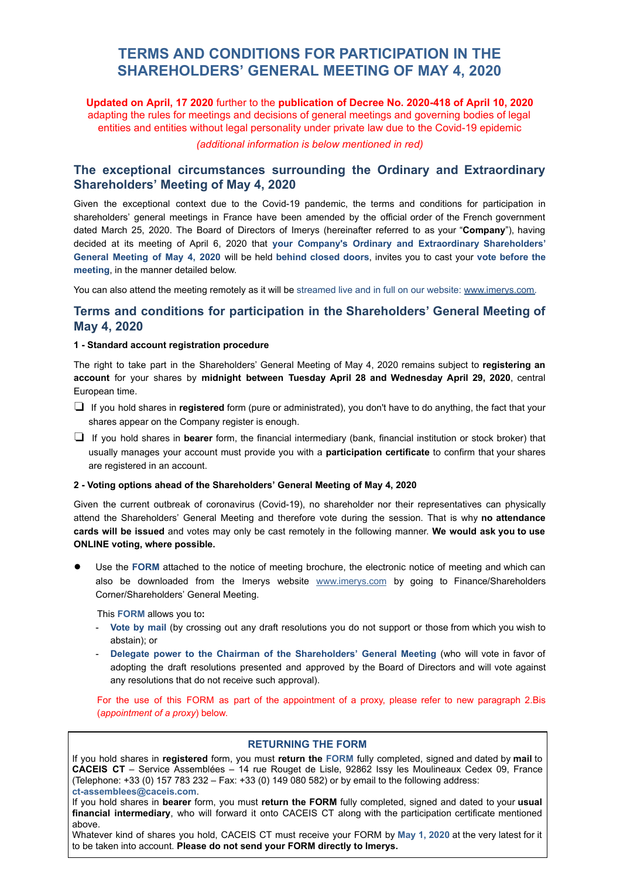# TERMS AND CONDITIONS FOR PARTICIPATION IN THE SHAREHOLDERS' GENERAL MEETING OF MAY 4, 2020

**Updated on April, 17 2020** further to the **publication of Decree No. 2020-418 of April 10, 2020** adapting the rules for meetings and decisions of general meetings and governing bodies of legal entities and entities without legal personality under private law due to the Covid-19 epidemic

*(additional information is below mentioned in red)*

## The exceptional circumstances surrounding the Ordinary and Extraordinary Shareholders' Meeting of May 4, 2020

Given the exceptional context due to the Covid-19 pandemic, the terms and conditions for participation in shareholders' general meetings in France have been amended by the official order of the French government dated March 25, 2020. The Board of Directors of Imerys (hereinafter referred to as your "**Company**"), having decided at its meeting of April 6, 2020 that **your Company's Ordinary and Extraordinary Shareholders' General Meeting of May 4, 2020** will be held **behind closed doors**, invites you to cast your **vote before the meeting**, in the manner detailed below.

You can also attend the meeting remotely as it will be streamed live and in full on our website: www.imerys.com.

## Terms and conditions for participation in the Shareholders' General Meeting of May 4, 2020

**1 - Standard account registration procedure**

The right to take part in the Shareholders' General Meeting of May 4, 2020 remains subject to **registering an account** for your shares by **midnight between Tuesday April 28 and Wednesday April 29, 2020**, central European time.

- ❑ If you hold shares in **registered** form (pure or administrated), you don't have to do anything, the fact that your shares appear on the Company register is enough.
- ❑ If you hold shares in **bearer** form, the financial intermediary (bank, financial institution or stock broker) that usually manages your account must provide you with a **participation certificate** to confirm that your shares are registered in an account.

**2 - Voting options ahead of the Shareholders' General Meeting of May 4, 2020**

Given the current outbreak of coronavirus (Covid-19), no shareholder nor their representatives can physically attend the Shareholders' General Meeting and therefore vote during the session. That is why **no attendance cards will be issued** and votes may only be cast remotely in the following manner. **We would ask you to use ONLINE voting, where possible.**

- Use the **FORM** attached to the notice of meeting brochure, the electronic notice of meeting and which can also be downloaded from the Imerys website www.imerys.com by going to Finance/Shareholders Corner/Shareholders' General Meeting.

  This **FORM** allows you to**:**
  - **Vote by mail** (by crossing out any draft resolutions you do not support or those from which you wish to abstain); or
  - **Delegate power to the Chairman of the Shareholders' General Meeting** (who will vote in favor of adopting the draft resolutions presented and approved by the Board of Directors and will vote against any resolutions that do not receive such approval).

  For the use of this FORM as part of the appointment of a proxy, please refer to new paragraph 2.Bis (*appointment of a proxy*) below.

**RETURNING THE FORM**

If you hold shares in **registered** form, you must **return the FORM** fully completed, signed and dated by **mail** to **CACEIS CT** – Service Assemblées – 14 rue Rouget de Lisle, 92862 Issy les Moulineaux Cedex 09, France (Telephone: +33 (0) 157 783 232 – Fax: +33 (0) 149 080 582) or by email to the following address: **ct-assemblees@caceis.com**.

If you hold shares in **bearer** form, you must **return the FORM** fully completed, signed and dated to your **usual financial intermediary**, who will forward it onto CACEIS CT along with the participation certificate mentioned above.

Whatever kind of shares you hold, CACEIS CT must receive your FORM by **May 1, 2020** at the very latest for it to be taken into account. **Please do not send your FORM directly to Imerys.**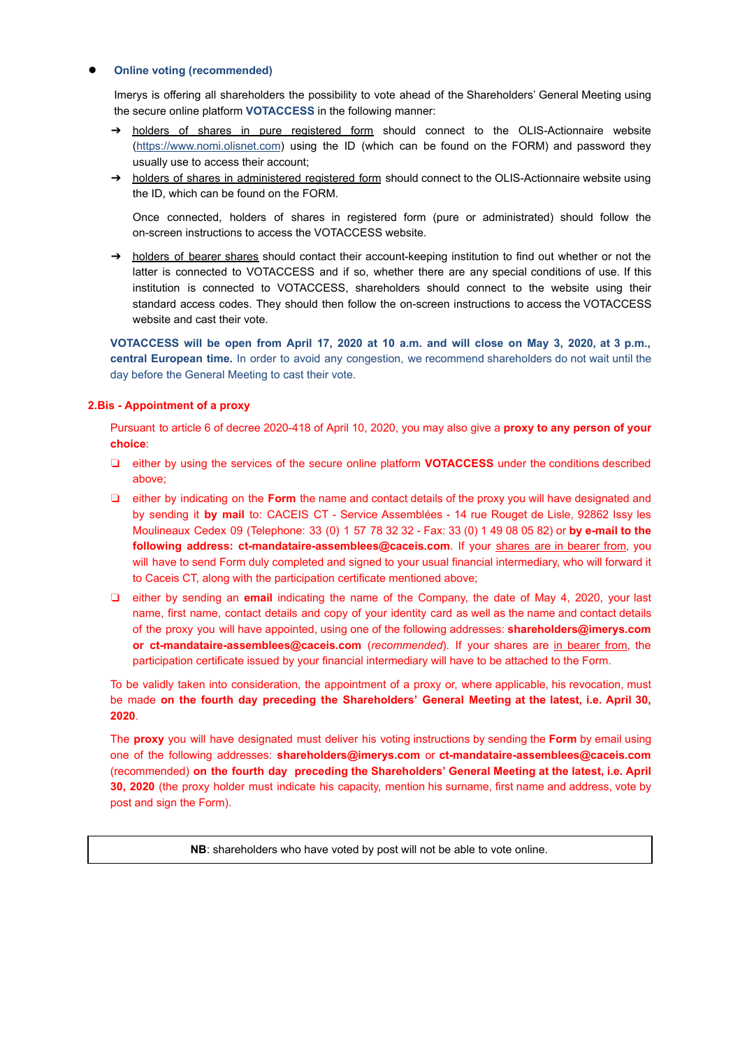- **Online voting (recommended)**

  Imerys is offering all shareholders the possibility to vote ahead of the Shareholders' General Meeting using the secure online platform **VOTACCESS** in the following manner:

  - holders of shares in pure registered form should connect to the OLIS-Actionnaire website (https://www.nomi.olisnet.com) using the ID (which can be found on the FORM) and password they usually use to access their account;
  - holders of shares in administered registered form should connect to the OLIS-Actionnaire website using the ID, which can be found on the FORM.

    Once connected, holders of shares in registered form (pure or administrated) should follow the on-screen instructions to access the VOTACCESS website.

  - holders of bearer shares should contact their account-keeping institution to find out whether or not the latter is connected to VOTACCESS and if so, whether there are any special conditions of use. If this institution is connected to VOTACCESS, shareholders should connect to the website using their standard access codes. They should then follow the on-screen instructions to access the VOTACCESS website and cast their vote.

  **VOTACCESS will be open from April 17, 2020 at 10 a.m. and will close on May 3, 2020, at 3 p.m., central European time.** In order to avoid any congestion, we recommend shareholders do not wait until the day before the General Meeting to cast their vote.

**2.Bis - Appointment of a proxy**

Pursuant to article 6 of decree 2020-418 of April 10, 2020, you may also give a **proxy to any person of your choice**:

- either by using the services of the secure online platform **VOTACCESS** under the conditions described above;
- either by indicating on the **Form** the name and contact details of the proxy you will have designated and by sending it **by mail** to: CACEIS CT - Service Assemblées - 14 rue Rouget de Lisle, 92862 Issy les Moulineaux Cedex 09 (Telephone: 33 (0) 1 57 78 32 32 - Fax: 33 (0) 1 49 08 05 82) or **by e-mail to the following address: ct-mandataire-assemblees@caceis.com**. If your shares are in bearer from, you will have to send Form duly completed and signed to your usual financial intermediary, who will forward it to Caceis CT, along with the participation certificate mentioned above;
- either by sending an **email** indicating the name of the Company, the date of May 4, 2020, your last name, first name, contact details and copy of your identity card as well as the name and contact details of the proxy you will have appointed, using one of the following addresses: **shareholders@imerys.com or ct-mandataire-assemblees@caceis.com** (*recommended*). If your shares are in bearer from, the participation certificate issued by your financial intermediary will have to be attached to the Form.

To be validly taken into consideration, the appointment of a proxy or, where applicable, his revocation, must be made **on the fourth day preceding the Shareholders' General Meeting at the latest, i.e. April 30, 2020**.

The **proxy** you will have designated must deliver his voting instructions by sending the **Form** by email using one of the following addresses: **shareholders@imerys.com** or **ct-mandataire-assemblees@caceis.com** (recommended) **on the fourth day preceding the Shareholders' General Meeting at the latest, i.e. April 30, 2020** (the proxy holder must indicate his capacity, mention his surname, first name and address, vote by post and sign the Form).

**NB**: shareholders who have voted by post will not be able to vote online.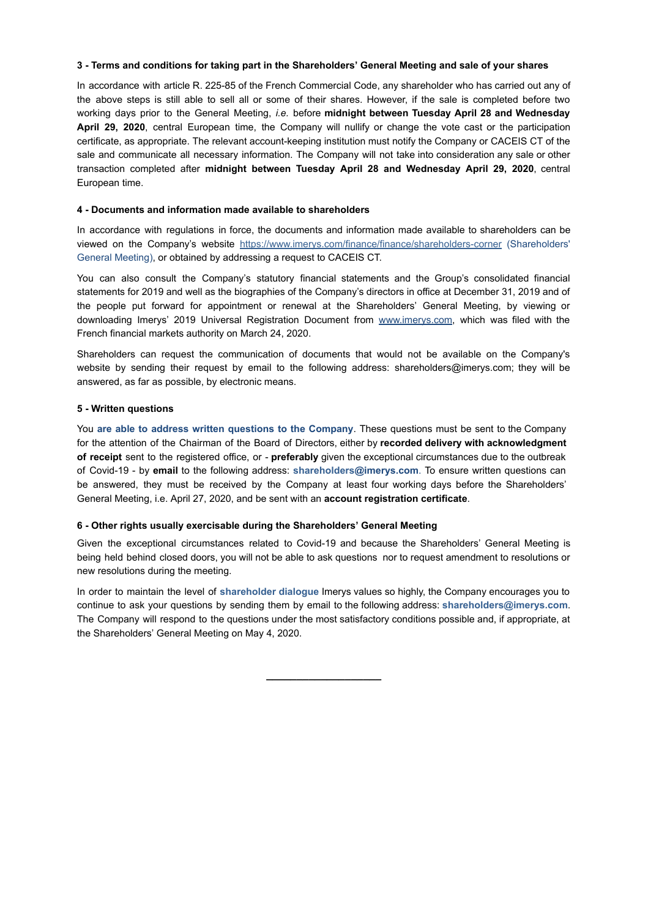#### 3 - Terms and conditions for taking part in the Shareholders' General Meeting and sale of your shares

In accordance with article R. 225-85 of the French Commercial Code, any shareholder who has carried out any of the above steps is still able to sell all or some of their shares. However, if the sale is completed before two working days prior to the General Meeting, *i.e.* before **midnight between Tuesday April 28 and Wednesday April 29, 2020**, central European time, the Company will nullify or change the vote cast or the participation certificate, as appropriate. The relevant account-keeping institution must notify the Company or CACEIS CT of the sale and communicate all necessary information. The Company will not take into consideration any sale or other transaction completed after **midnight between Tuesday April 28 and Wednesday April 29, 2020**, central European time.

#### 4 - Documents and information made available to shareholders

In accordance with regulations in force, the documents and information made available to shareholders can be viewed on the Company's website https://www.imerys.com/finance/finance/shareholders-corner (Shareholders' General Meeting), or obtained by addressing a request to CACEIS CT.

You can also consult the Company's statutory financial statements and the Group's consolidated financial statements for 2019 and well as the biographies of the Company's directors in office at December 31, 2019 and of the people put forward for appointment or renewal at the Shareholders' General Meeting, by viewing or downloading Imerys' 2019 Universal Registration Document from www.imerys.com, which was filed with the French financial markets authority on March 24, 2020.

Shareholders can request the communication of documents that would not be available on the Company's website by sending their request by email to the following address: shareholders@imerys.com; they will be answered, as far as possible, by electronic means.

#### 5 - Written questions

You **are able to address written questions to the Company**. These questions must be sent to the Company for the attention of the Chairman of the Board of Directors, either by **recorded delivery with acknowledgment of receipt** sent to the registered office, or - **preferably** given the exceptional circumstances due to the outbreak of Covid-19 - by **email** to the following address: **shareholders@imerys.com**. To ensure written questions can be answered, they must be received by the Company at least four working days before the Shareholders' General Meeting, i.e. April 27, 2020, and be sent with an **account registration certificate**.

#### 6 - Other rights usually exercisable during the Shareholders' General Meeting

Given the exceptional circumstances related to Covid-19 and because the Shareholders' General Meeting is being held behind closed doors, you will not be able to ask questions nor to request amendment to resolutions or new resolutions during the meeting.

In order to maintain the level of **shareholder dialogue** Imerys values so highly, the Company encourages you to continue to ask your questions by sending them by email to the following address: **shareholders@imerys.com**. The Company will respond to the questions under the most satisfactory conditions possible and, if appropriate, at the Shareholders' General Meeting on May 4, 2020.